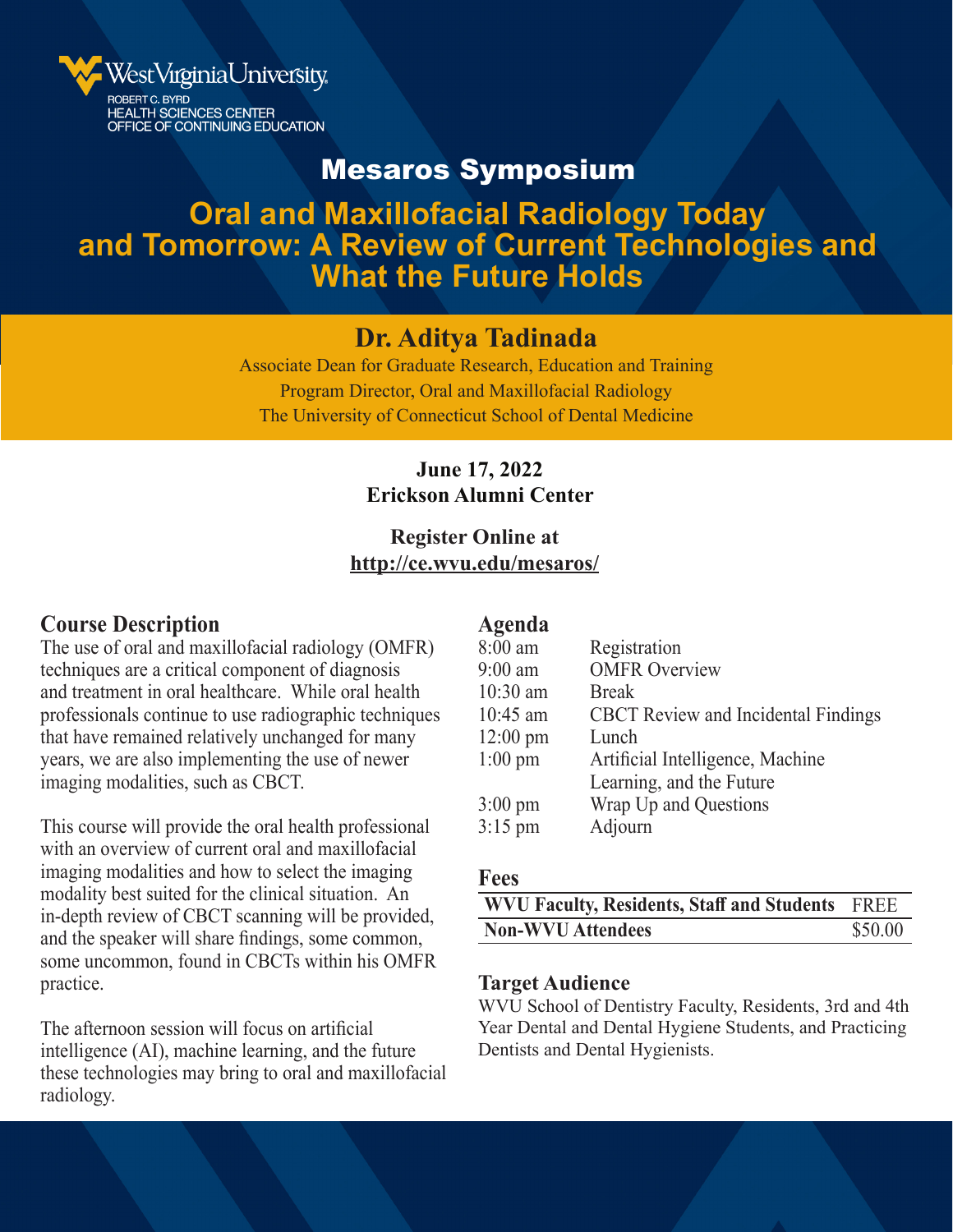West Virginia University
ROBERT C. BYRD
HEALTH SCIENCES CENTER
OFFICE OF CONTINUING EDUCATION

# Mesaros Symposium

# Oral and Maxillofacial Radiology Today and Tomorrow: A Review of Current Technologies and What the Future Holds

## Dr. Aditya Tadinada

Associate Dean for Graduate Research, Education and Training
Program Director, Oral and Maxillofacial Radiology
The University of Connecticut School of Dental Medicine

**June 17, 2022**
**Erickson Alumni Center**

**Register Online at**
**http://ce.wvu.edu/mesaros/**

## Course Description

The use of oral and maxillofacial radiology (OMFR) techniques are a critical component of diagnosis and treatment in oral healthcare. While oral health professionals continue to use radiographic techniques that have remained relatively unchanged for many years, we are also implementing the use of newer imaging modalities, such as CBCT.

This course will provide the oral health professional with an overview of current oral and maxillofacial imaging modalities and how to select the imaging modality best suited for the clinical situation. An in-depth review of CBCT scanning will be provided, and the speaker will share findings, some common, some uncommon, found in CBCTs within his OMFR practice.

The afternoon session will focus on artificial intelligence (AI), machine learning, and the future these technologies may bring to oral and maxillofacial radiology.

## Agenda

| | |
|---|---|
| 8:00 am | Registration |
| 9:00 am | OMFR Overview |
| 10:30 am | Break |
| 10:45 am | CBCT Review and Incidental Findings |
| 12:00 pm | Lunch |
| 1:00 pm | Artificial Intelligence, Machine Learning, and the Future |
| 3:00 pm | Wrap Up and Questions |
| 3:15 pm | Adjourn |

## Fees

| | |
|---|---|
| **WVU Faculty, Residents, Staff and Students** | FREE |
| **Non-WVU Attendees** | $50.00 |

## Target Audience

WVU School of Dentistry Faculty, Residents, 3rd and 4th Year Dental and Dental Hygiene Students, and Practicing Dentists and Dental Hygienists.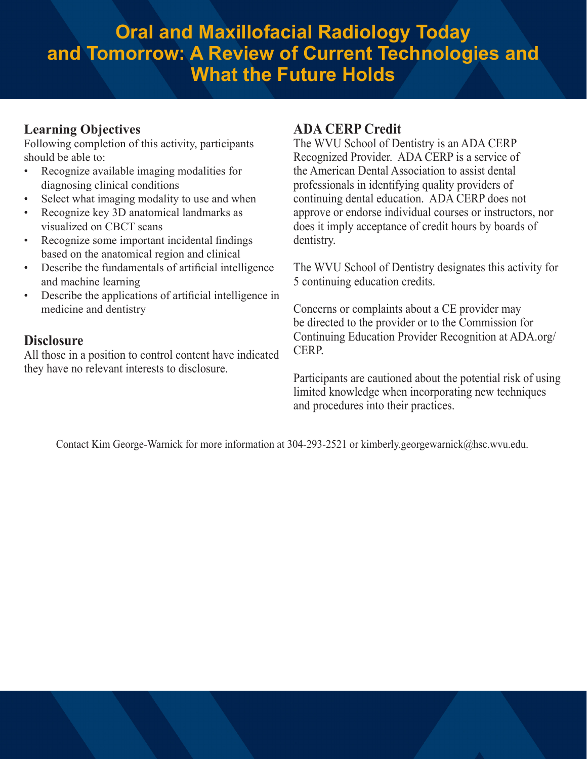# Oral and Maxillofacial Radiology Today and Tomorrow: A Review of Current Technologies and What the Future Holds

## Learning Objectives

Following completion of this activity, participants should be able to:

- Recognize available imaging modalities for diagnosing clinical conditions
- Select what imaging modality to use and when
- Recognize key 3D anatomical landmarks as visualized on CBCT scans
- Recognize some important incidental findings based on the anatomical region and clinical
- Describe the fundamentals of artificial intelligence and machine learning
- Describe the applications of artificial intelligence in medicine and dentistry

## Disclosure

All those in a position to control content have indicated they have no relevant interests to disclosure.

## ADA CERP Credit

The WVU School of Dentistry is an ADA CERP Recognized Provider. ADA CERP is a service of the American Dental Association to assist dental professionals in identifying quality providers of continuing dental education. ADA CERP does not approve or endorse individual courses or instructors, nor does it imply acceptance of credit hours by boards of dentistry.

The WVU School of Dentistry designates this activity for 5 continuing education credits.

Concerns or complaints about a CE provider may be directed to the provider or to the Commission for Continuing Education Provider Recognition at ADA.org/CERP.

Participants are cautioned about the potential risk of using limited knowledge when incorporating new techniques and procedures into their practices.

Contact Kim George-Warnick for more information at 304-293-2521 or kimberly.georgewarnick@hsc.wvu.edu.